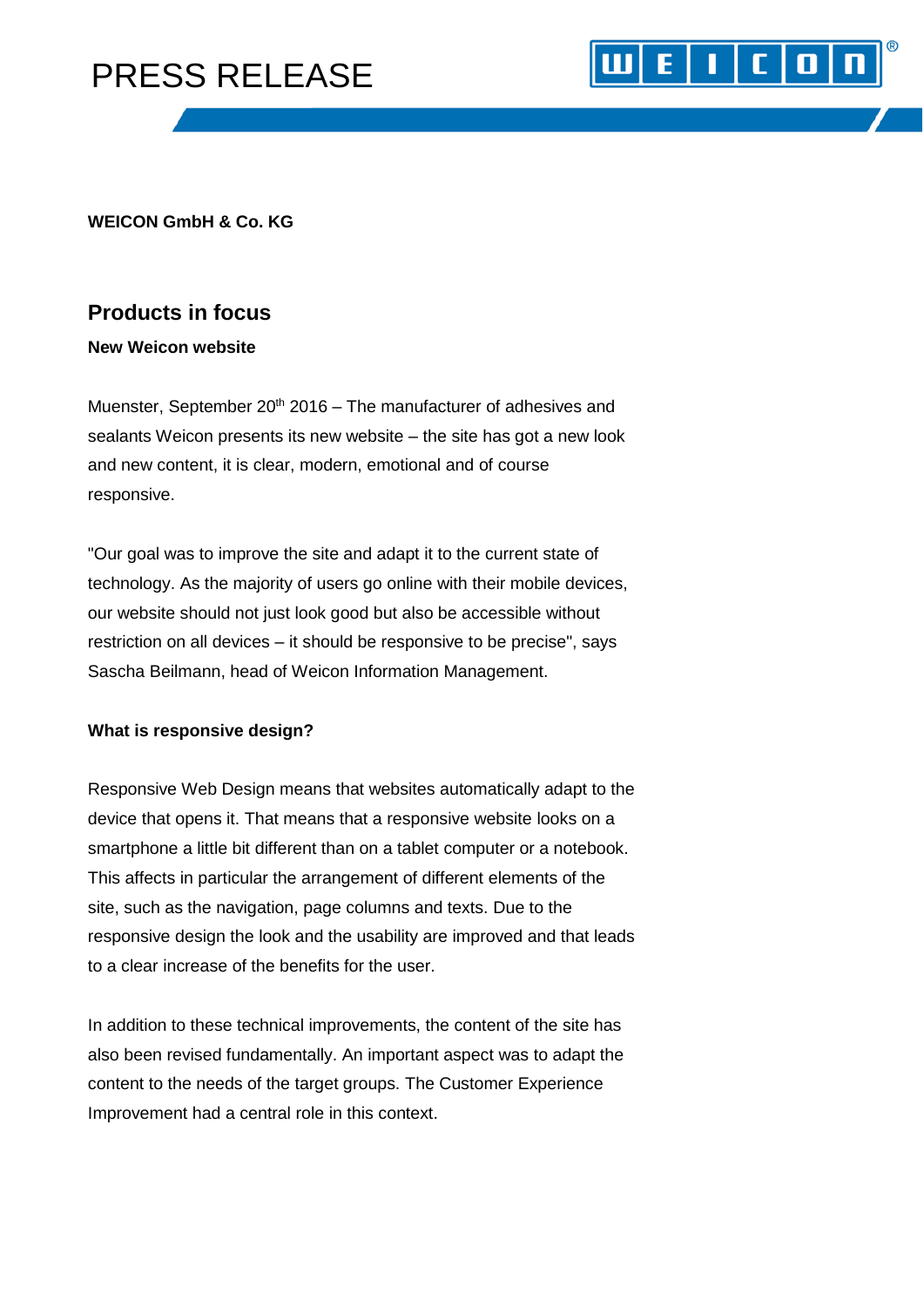# PRESS RELEASE

**WEICON GmbH & Co. KG**

## Products in focus

**New Weicon website**

Muenster, September 20th 2016 – The manufacturer of adhesives and sealants Weicon presents its new website – the site has got a new look and new content, it is clear, modern, emotional and of course responsive.

"Our goal was to improve the site and adapt it to the current state of technology. As the majority of users go online with their mobile devices, our website should not just look good but also be accessible without restriction on all devices – it should be responsive to be precise", says Sascha Beilmann, head of Weicon Information Management.

**What is responsive design?**

Responsive Web Design means that websites automatically adapt to the device that opens it. That means that a responsive website looks on a smartphone a little bit different than on a tablet computer or a notebook. This affects in particular the arrangement of different elements of the site, such as the navigation, page columns and texts. Due to the responsive design the look and the usability are improved and that leads to a clear increase of the benefits for the user.

In addition to these technical improvements, the content of the site has also been revised fundamentally. An important aspect was to adapt the content to the needs of the target groups. The Customer Experience Improvement had a central role in this context.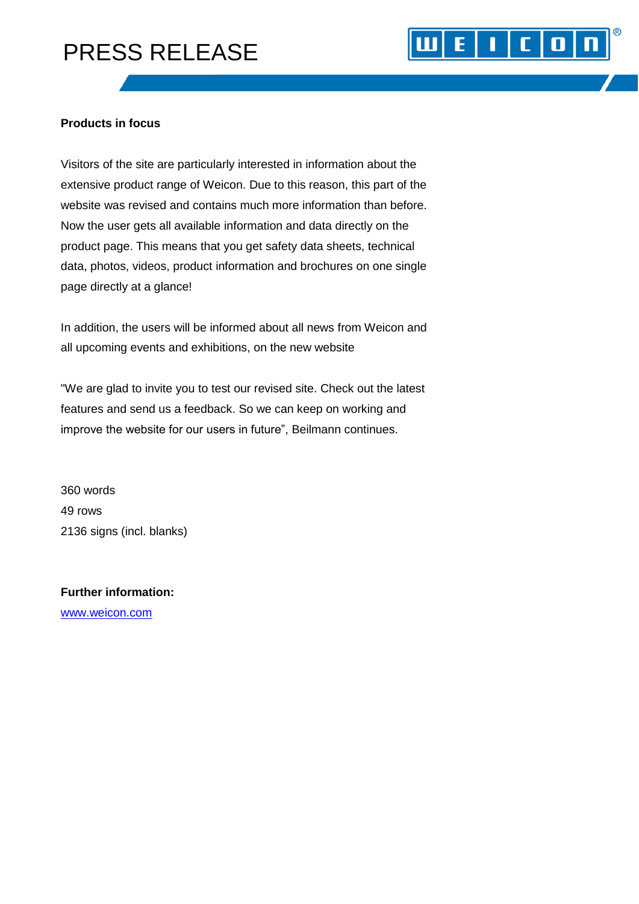**Products in focus**

Visitors of the site are particularly interested in information about the extensive product range of Weicon. Due to this reason, this part of the website was revised and contains much more information than before. Now the user gets all available information and data directly on the product page. This means that you get safety data sheets, technical data, photos, videos, product information and brochures on one single page directly at a glance!

In addition, the users will be informed about all news from Weicon and all upcoming events and exhibitions, on the new website

"We are glad to invite you to test our revised site. Check out the latest features and send us a feedback. So we can keep on working and improve the website for our users in future", Beilmann continues.

360 words
49 rows
2136 signs (incl. blanks)

**Further information:**
www.weicon.com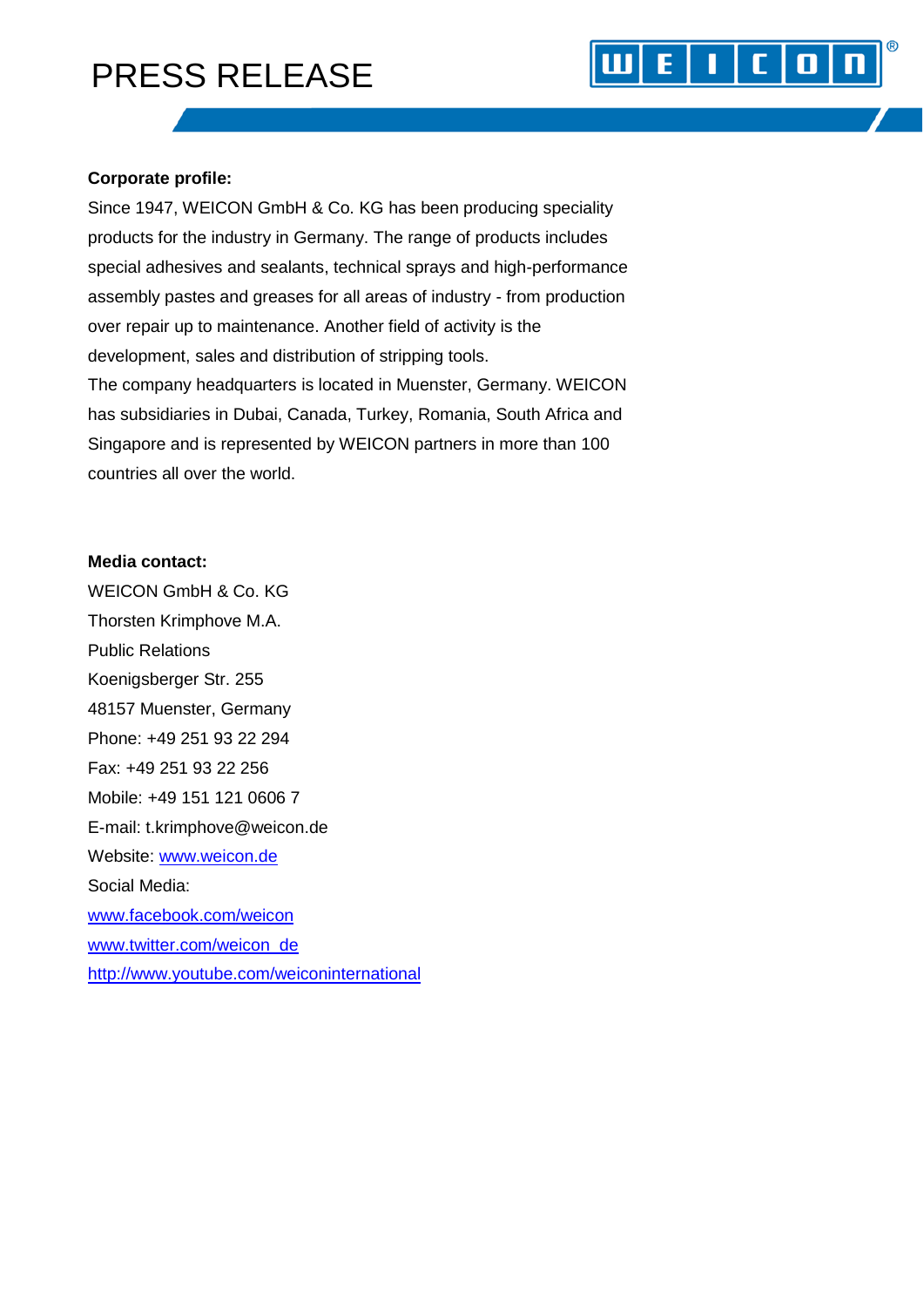**Corporate profile:**

Since 1947, WEICON GmbH & Co. KG has been producing speciality products for the industry in Germany. The range of products includes special adhesives and sealants, technical sprays and high-performance assembly pastes and greases for all areas of industry - from production over repair up to maintenance. Another field of activity is the development, sales and distribution of stripping tools.

The company headquarters is located in Muenster, Germany. WEICON has subsidiaries in Dubai, Canada, Turkey, Romania, South Africa and Singapore and is represented by WEICON partners in more than 100 countries all over the world.

**Media contact:**

WEICON GmbH & Co. KG
Thorsten Krimphove M.A.
Public Relations
Koenigsberger Str. 255
48157 Muenster, Germany
Phone: +49 251 93 22 294
Fax: +49 251 93 22 256
Mobile: +49 151 121 0606 7
E-mail: t.krimphove@weicon.de
Website: www.weicon.de
Social Media:
www.facebook.com/weicon
www.twitter.com/weicon_de
http://www.youtube.com/weiconinternational